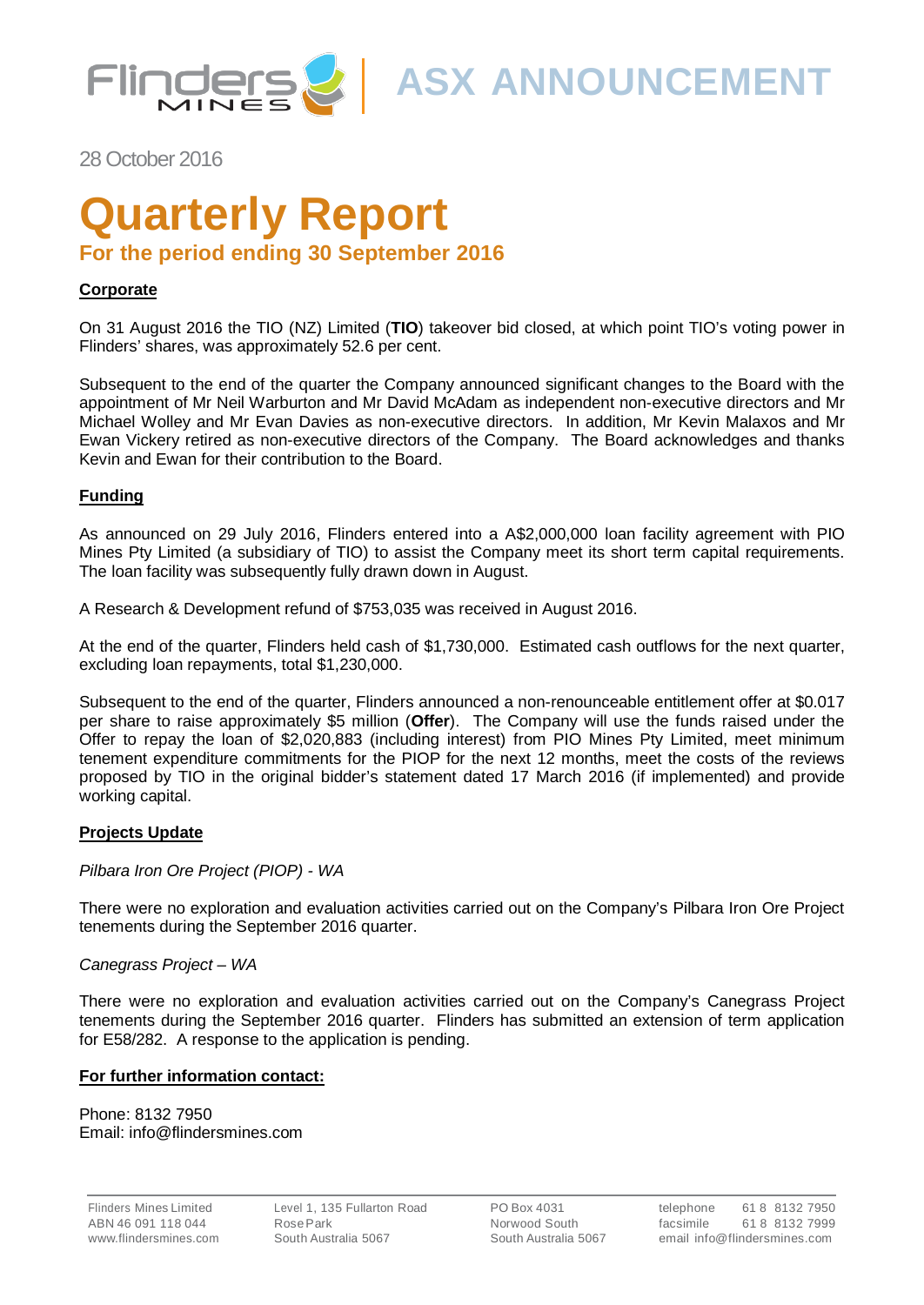ASX ANNOUNCEMENT

28 October 2016

# Quarterly Report

## For the period ending 30 September 2016

### Corporate

On 31 August 2016 the TIO (NZ) Limited (**TIO**) takeover bid closed, at which point TIO's voting power in Flinders' shares, was approximately 52.6 per cent.

Subsequent to the end of the quarter the Company announced significant changes to the Board with the appointment of Mr Neil Warburton and Mr David McAdam as independent non-executive directors and Mr Michael Wolley and Mr Evan Davies as non-executive directors. In addition, Mr Kevin Malaxos and Mr Ewan Vickery retired as non-executive directors of the Company. The Board acknowledges and thanks Kevin and Ewan for their contribution to the Board.

### Funding

As announced on 29 July 2016, Flinders entered into a A$2,000,000 loan facility agreement with PIO Mines Pty Limited (a subsidiary of TIO) to assist the Company meet its short term capital requirements. The loan facility was subsequently fully drawn down in August.

A Research & Development refund of $753,035 was received in August 2016.

At the end of the quarter, Flinders held cash of $1,730,000. Estimated cash outflows for the next quarter, excluding loan repayments, total $1,230,000.

Subsequent to the end of the quarter, Flinders announced a non-renounceable entitlement offer at $0.017 per share to raise approximately $5 million (**Offer**). The Company will use the funds raised under the Offer to repay the loan of $2,020,883 (including interest) from PIO Mines Pty Limited, meet minimum tenement expenditure commitments for the PIOP for the next 12 months, meet the costs of the reviews proposed by TIO in the original bidder's statement dated 17 March 2016 (if implemented) and provide working capital.

### Projects Update

*Pilbara Iron Ore Project (PIOP) - WA*

There were no exploration and evaluation activities carried out on the Company's Pilbara Iron Ore Project tenements during the September 2016 quarter.

*Canegrass Project – WA*

There were no exploration and evaluation activities carried out on the Company's Canegrass Project tenements during the September 2016 quarter. Flinders has submitted an extension of term application for E58/282. A response to the application is pending.

### For further information contact:

Phone: 8132 7950
Email: info@flindersmines.com

Flinders Mines Limited
ABN 46 091 118 044
www.flindersmines.com

Level 1, 135 Fullarton Road
Rose Park
South Australia 5067

PO Box 4031
Norwood South
South Australia 5067

telephone 61 8 8132 7950
facsimile 61 8 8132 7999
email info@flindersmines.com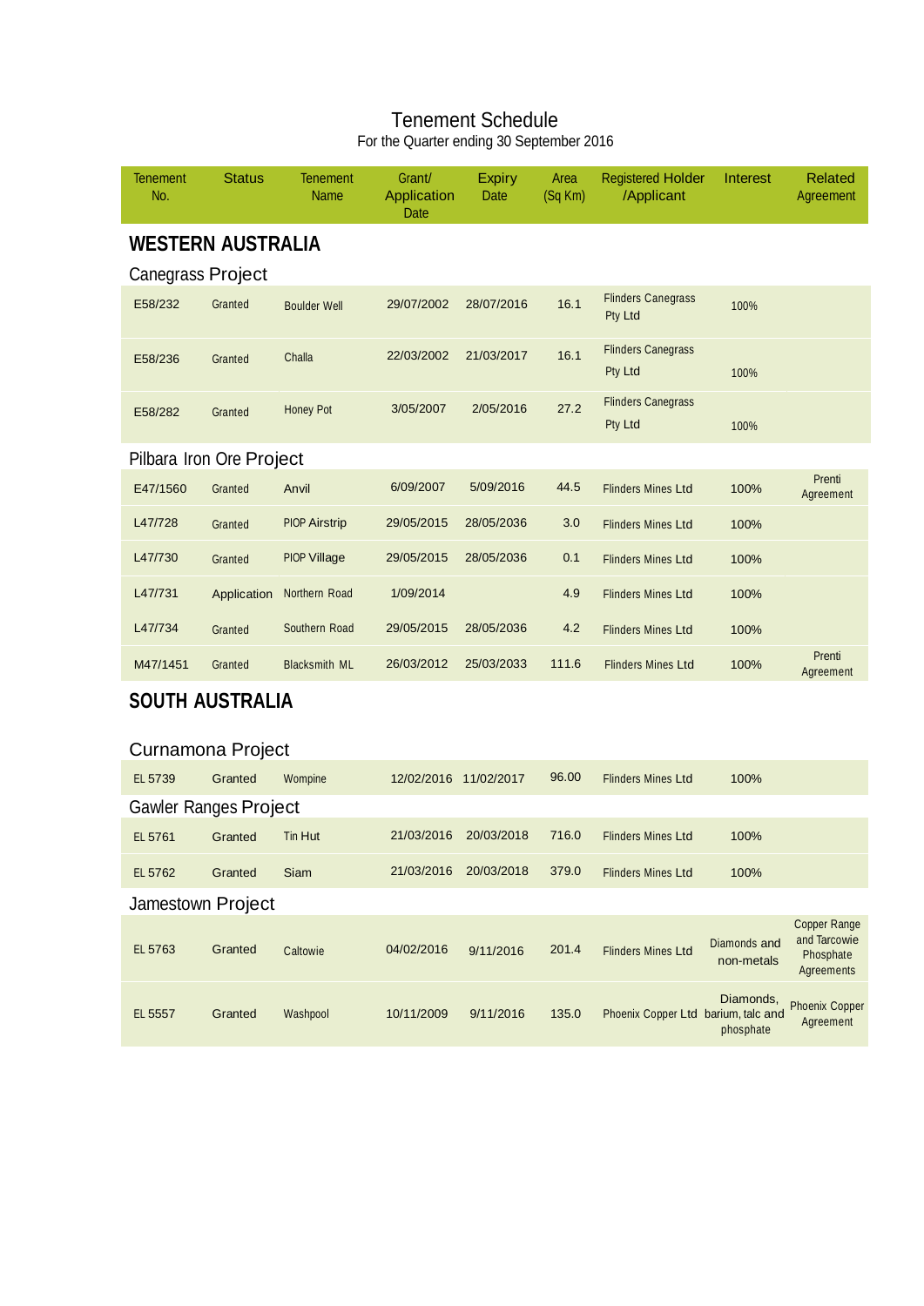# Tenement Schedule

For the Quarter ending 30 September 2016

| Tenement No. | Status | Tenement Name | Grant/ Application Date | Expiry Date | Area (Sq Km) | Registered Holder /Applicant | Interest | Related Agreement |
|---|---|---|---|---|---|---|---|---|
| **WESTERN AUSTRALIA** | | | | | | | | |
| Canegrass Project | | | | | | | | |
| E58/232 | Granted | Boulder Well | 29/07/2002 | 28/07/2016 | 16.1 | Flinders Canegrass Pty Ltd | 100% | |
| E58/236 | Granted | Challa | 22/03/2002 | 21/03/2017 | 16.1 | Flinders Canegrass Pty Ltd | 100% | |
| E58/282 | Granted | Honey Pot | 3/05/2007 | 2/05/2016 | 27.2 | Flinders Canegrass Pty Ltd | 100% | |
| Pilbara Iron Ore Project | | | | | | | | |
| E47/1560 | Granted | Anvil | 6/09/2007 | 5/09/2016 | 44.5 | Flinders Mines Ltd | 100% | Prenti Agreement |
| L47/728 | Granted | PIOP Airstrip | 29/05/2015 | 28/05/2036 | 3.0 | Flinders Mines Ltd | 100% | |
| L47/730 | Granted | PIOP Village | 29/05/2015 | 28/05/2036 | 0.1 | Flinders Mines Ltd | 100% | |
| L47/731 | Application | Northern Road | 1/09/2014 | | 4.9 | Flinders Mines Ltd | 100% | |
| L47/734 | Granted | Southern Road | 29/05/2015 | 28/05/2036 | 4.2 | Flinders Mines Ltd | 100% | |
| M47/1451 | Granted | Blacksmith ML | 26/03/2012 | 25/03/2033 | 111.6 | Flinders Mines Ltd | 100% | Prenti Agreement |
| **SOUTH AUSTRALIA** | | | | | | | | |
| Curnamona Project | | | | | | | | |
| EL 5739 | Granted | Wompine | 12/02/2016 | 11/02/2017 | 96.00 | Flinders Mines Ltd | 100% | |
| Gawler Ranges Project | | | | | | | | |
| EL 5761 | Granted | Tin Hut | 21/03/2016 | 20/03/2018 | 716.0 | Flinders Mines Ltd | 100% | |
| EL 5762 | Granted | Siam | 21/03/2016 | 20/03/2018 | 379.0 | Flinders Mines Ltd | 100% | |
| Jamestown Project | | | | | | | | |
| EL 5763 | Granted | Caltowie | 04/02/2016 | 9/11/2016 | 201.4 | Flinders Mines Ltd | Diamonds and non-metals | Copper Range and Tarcowie Phosphate Agreements |
| EL 5557 | Granted | Washpool | 10/11/2009 | 9/11/2016 | 135.0 | Phoenix Copper Ltd | Diamonds, barium, talc and phosphate | Phoenix Copper Agreement |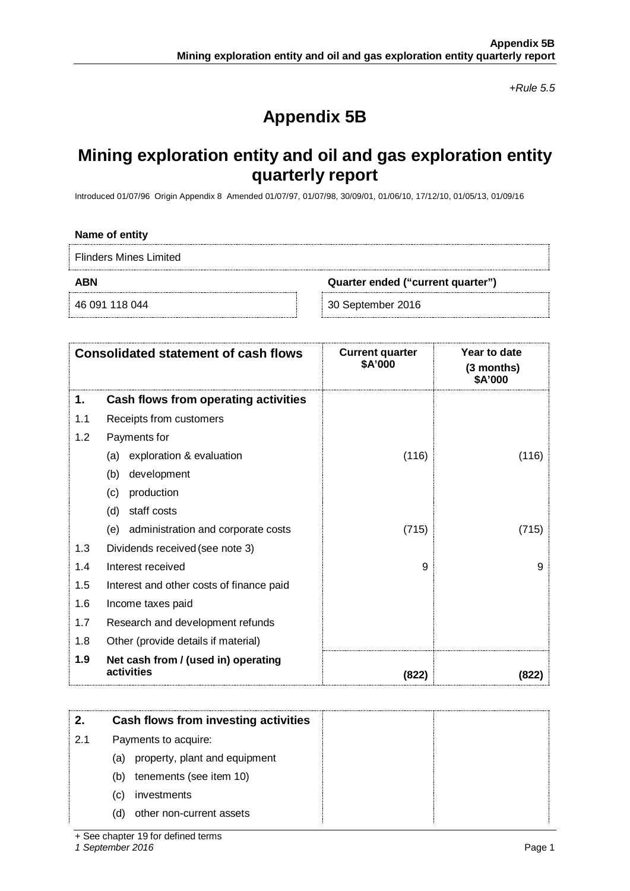*+Rule 5.5*

# Appendix 5B

## Mining exploration entity and oil and gas exploration entity quarterly report

Introduced 01/07/96 Origin Appendix 8 Amended 01/07/97, 01/07/98, 30/09/01, 01/06/10, 17/12/10, 01/05/13, 01/09/16

**Name of entity**

Flinders Mines Limited

| **ABN** | **Quarter ended ("current quarter")** |
|---|---|
| 46 091 118 044 | 30 September 2016 |

| | **Consolidated statement of cash flows** | **Current quarter $A'000** | **Year to date (3 months) $A'000** |
|---|---|---|---|
| **1.** | **Cash flows from operating activities** | | |
| 1.1 | Receipts from customers | | |
| 1.2 | Payments for | | |
| | (a) exploration & evaluation | (116) | (116) |
| | (b) development | | |
| | (c) production | | |
| | (d) staff costs | | |
| | (e) administration and corporate costs | (715) | (715) |
| 1.3 | Dividends received (see note 3) | | |
| 1.4 | Interest received | 9 | 9 |
| 1.5 | Interest and other costs of finance paid | | |
| 1.6 | Income taxes paid | | |
| 1.7 | Research and development refunds | | |
| 1.8 | Other (provide details if material) | | |
| **1.9** | **Net cash from / (used in) operating activities** | **(822)** | **(822)** |

| | | | |
|---|---|---|---|
| **2.** | **Cash flows from investing activities** | | |
| 2.1 | Payments to acquire: | | |
| | (a) property, plant and equipment | | |
| | (b) tenements (see item 10) | | |
| | (c) investments | | |
| | (d) other non-current assets | | |

+ See chapter 19 for defined terms

*1 September 2016*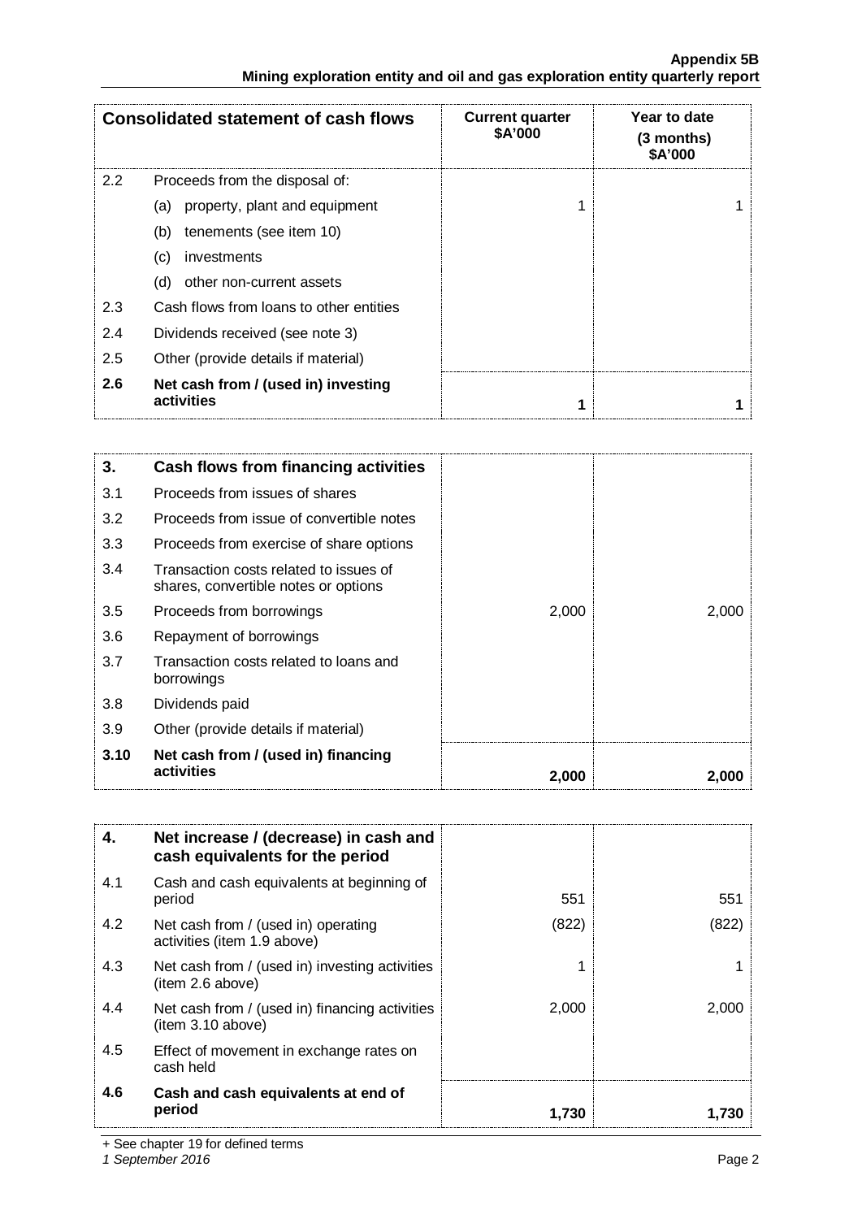| Consolidated statement of cash flows | | Current quarter $A'000 | Year to date (3 months) $A'000 |
|---|---|---|---|
| 2.2 | Proceeds from the disposal of: | | |
| | (a) property, plant and equipment | 1 | 1 |
| | (b) tenements (see item 10) | | |
| | (c) investments | | |
| | (d) other non-current assets | | |
| 2.3 | Cash flows from loans to other entities | | |
| 2.4 | Dividends received (see note 3) | | |
| 2.5 | Other (provide details if material) | | |
| **2.6** | **Net cash from / (used in) investing activities** | **1** | **1** |

| **3.** | **Cash flows from financing activities** | | |
|---|---|---|---|
| 3.1 | Proceeds from issues of shares | | |
| 3.2 | Proceeds from issue of convertible notes | | |
| 3.3 | Proceeds from exercise of share options | | |
| 3.4 | Transaction costs related to issues of shares, convertible notes or options | | |
| 3.5 | Proceeds from borrowings | 2,000 | 2,000 |
| 3.6 | Repayment of borrowings | | |
| 3.7 | Transaction costs related to loans and borrowings | | |
| 3.8 | Dividends paid | | |
| 3.9 | Other (provide details if material) | | |
| **3.10** | **Net cash from / (used in) financing activities** | **2,000** | **2,000** |

| **4.** | **Net increase / (decrease) in cash and cash equivalents for the period** | | |
|---|---|---|---|
| 4.1 | Cash and cash equivalents at beginning of period | 551 | 551 |
| 4.2 | Net cash from / (used in) operating activities (item 1.9 above) | (822) | (822) |
| 4.3 | Net cash from / (used in) investing activities (item 2.6 above) | 1 | 1 |
| 4.4 | Net cash from / (used in) financing activities (item 3.10 above) | 2,000 | 2,000 |
| 4.5 | Effect of movement in exchange rates on cash held | | |
| **4.6** | **Cash and cash equivalents at end of period** | **1,730** | **1,730** |

+ See chapter 19 for defined terms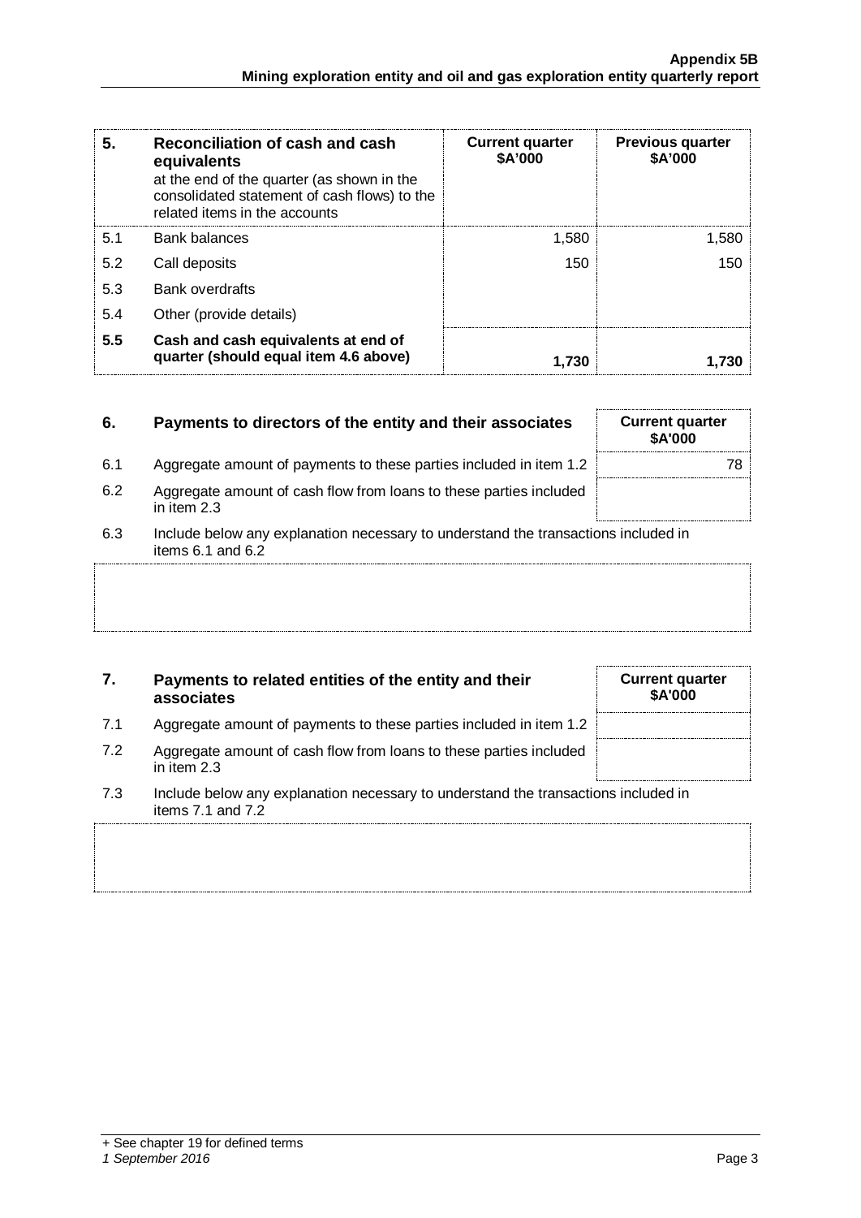| 5. | Reconciliation of cash and cash equivalents at the end of the quarter (as shown in the consolidated statement of cash flows) to the related items in the accounts | Current quarter $A'000 | Previous quarter $A'000 |
|---|---|---|---|
| 5.1 | Bank balances | 1,580 | 1,580 |
| 5.2 | Call deposits | 150 | 150 |
| 5.3 | Bank overdrafts | | |
| 5.4 | Other (provide details) | | |
| **5.5** | **Cash and cash equivalents at end of quarter (should equal item 4.6 above)** | **1,730** | **1,730** |

| 6. | Payments to directors of the entity and their associates | Current quarter $A'000 |
|---|---|---|
| 6.1 | Aggregate amount of payments to these parties included in item 1.2 | 78 |
| 6.2 | Aggregate amount of cash flow from loans to these parties included in item 2.3 | |

6.3 Include below any explanation necessary to understand the transactions included in items 6.1 and 6.2

| 7. | Payments to related entities of the entity and their associates | Current quarter $A'000 |
|---|---|---|
| 7.1 | Aggregate amount of payments to these parties included in item 1.2 | |
| 7.2 | Aggregate amount of cash flow from loans to these parties included in item 2.3 | |

7.3 Include below any explanation necessary to understand the transactions included in items 7.1 and 7.2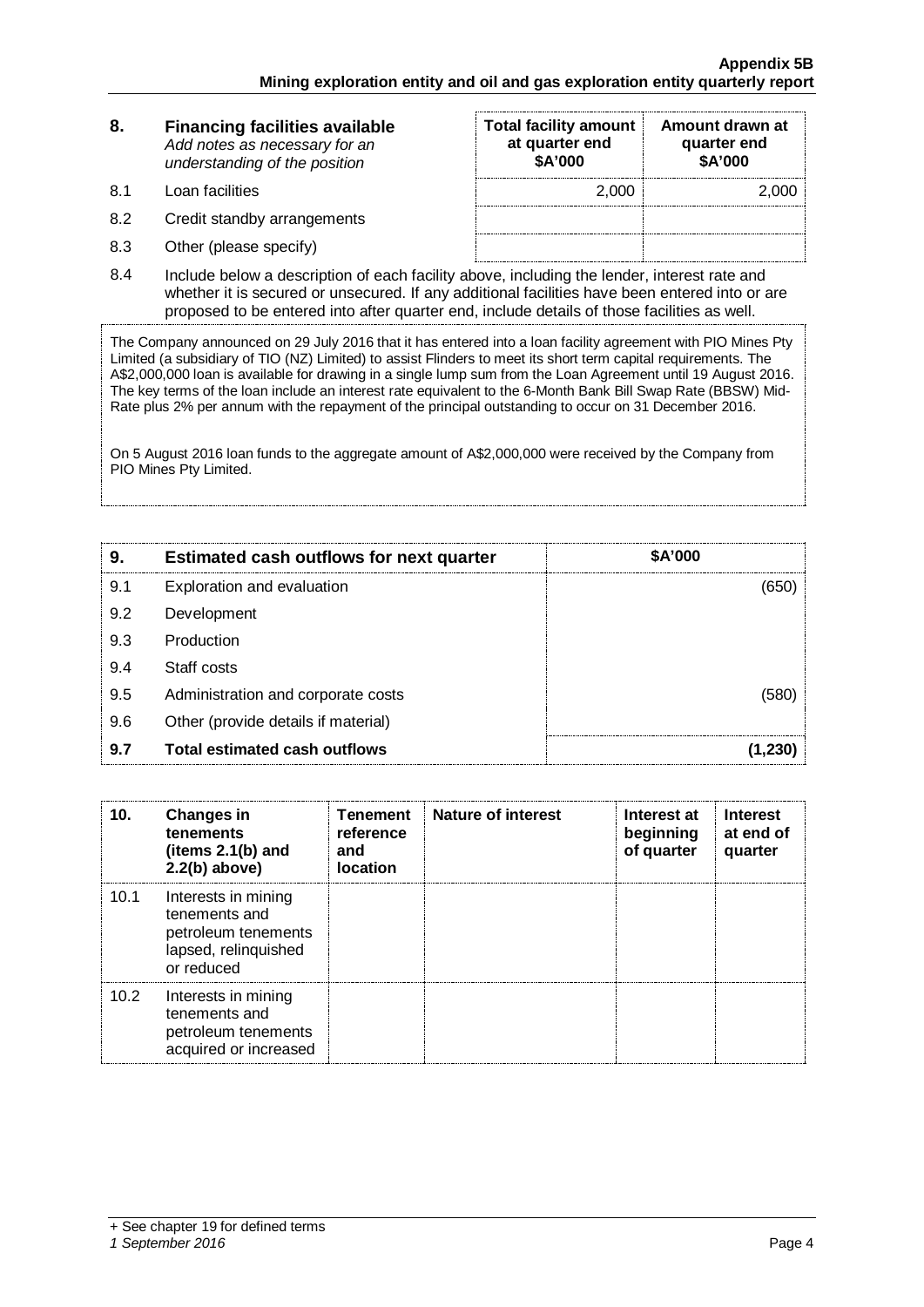| 8. | **Financing facilities available** *Add notes as necessary for an understanding of the position* | **Total facility amount at quarter end $A'000** | **Amount drawn at quarter end $A'000** |
|---|---|---|---|
| 8.1 | Loan facilities | 2,000 | 2,000 |
| 8.2 | Credit standby arrangements | | |
| 8.3 | Other (please specify) | | |

8.4 Include below a description of each facility above, including the lender, interest rate and whether it is secured or unsecured. If any additional facilities have been entered into or are proposed to be entered into after quarter end, include details of those facilities as well.

The Company announced on 29 July 2016 that it has entered into a loan facility agreement with PIO Mines Pty Limited (a subsidiary of TIO (NZ) Limited) to assist Flinders to meet its short term capital requirements. The A$2,000,000 loan is available for drawing in a single lump sum from the Loan Agreement until 19 August 2016. The key terms of the loan include an interest rate equivalent to the 6-Month Bank Bill Swap Rate (BBSW) Mid-Rate plus 2% per annum with the repayment of the principal outstanding to occur on 31 December 2016.

On 5 August 2016 loan funds to the aggregate amount of A$2,000,000 were received by the Company from PIO Mines Pty Limited.

| 9. | **Estimated cash outflows for next quarter** | **$A'000** |
|---|---|---|
| 9.1 | Exploration and evaluation | (650) |
| 9.2 | Development | |
| 9.3 | Production | |
| 9.4 | Staff costs | |
| 9.5 | Administration and corporate costs | (580) |
| 9.6 | Other (provide details if material) | |
| **9.7** | **Total estimated cash outflows** | **(1,230)** |

| 10. | **Changes in tenements (items 2.1(b) and 2.2(b) above)** | **Tenement reference and location** | **Nature of interest** | **Interest at beginning of quarter** | **Interest at end of quarter** |
|---|---|---|---|---|---|
| 10.1 | Interests in mining tenements and petroleum tenements lapsed, relinquished or reduced | | | | |
| 10.2 | Interests in mining tenements and petroleum tenements acquired or increased | | | | |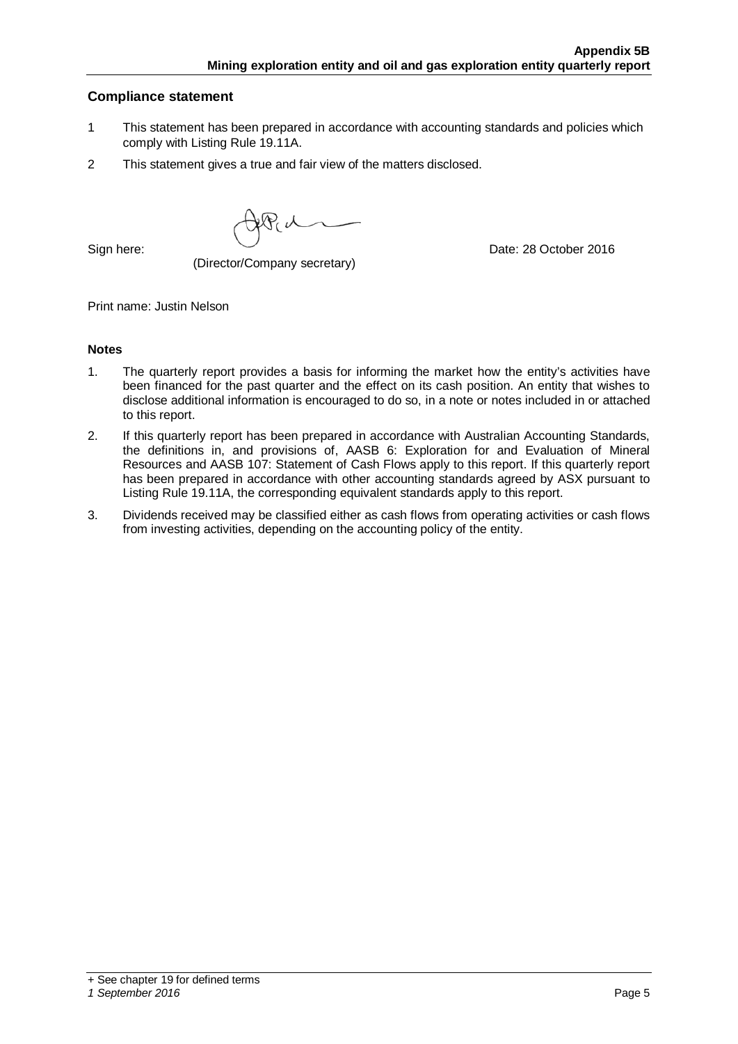## Compliance statement

1 This statement has been prepared in accordance with accounting standards and policies which comply with Listing Rule 19.11A.

2 This statement gives a true and fair view of the matters disclosed.

Sign here: (Director/Company secretary) Date: 28 October 2016

Print name: Justin Nelson

### Notes

1. The quarterly report provides a basis for informing the market how the entity's activities have been financed for the past quarter and the effect on its cash position. An entity that wishes to disclose additional information is encouraged to do so, in a note or notes included in or attached to this report.
2. If this quarterly report has been prepared in accordance with Australian Accounting Standards, the definitions in, and provisions of, AASB 6: Exploration for and Evaluation of Mineral Resources and AASB 107: Statement of Cash Flows apply to this report. If this quarterly report has been prepared in accordance with other accounting standards agreed by ASX pursuant to Listing Rule 19.11A, the corresponding equivalent standards apply to this report.
3. Dividends received may be classified either as cash flows from operating activities or cash flows from investing activities, depending on the accounting policy of the entity.